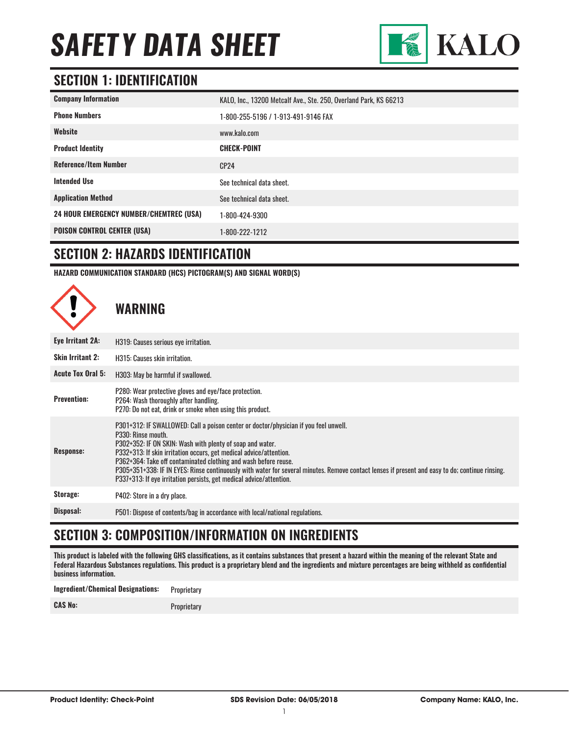# SAFETY DATA SHEET

KALO

## SECTION 1: IDENTIFICATION

| | |
|---|---|
| **Company Information** | KALO, Inc., 13200 Metcalf Ave., Ste. 250, Overland Park, KS 66213 |
| **Phone Numbers** | 1-800-255-5196 / 1-913-491-9146 FAX |
| **Website** | www.kalo.com |
| **Product Identity** | **CHECK-POINT** |
| **Reference/Item Number** | CP24 |
| **Intended Use** | See technical data sheet. |
| **Application Method** | See technical data sheet. |
| **24 HOUR EMERGENCY NUMBER/CHEMTREC (USA)** | 1-800-424-9300 |
| **POISON CONTROL CENTER (USA)** | 1-800-222-1212 |

## SECTION 2: HAZARDS IDENTIFICATION

**HAZARD COMMUNICATION STANDARD (HCS) PICTOGRAM(S) AND SIGNAL WORD(S)**

**WARNING**

| | |
|---|---|
| **Eye Irritant 2A:** | H319: Causes serious eye irritation. |
| **Skin Irritant 2:** | H315: Causes skin irritation. |
| **Acute Tox Oral 5:** | H303: May be harmful if swallowed. |
| **Prevention:** | P280: Wear protective gloves and eye/face protection.<br>P264: Wash thoroughly after handling.<br>P270: Do not eat, drink or smoke when using this product. |
| **Response:** | P301+312: IF SWALLOWED: Call a poison center or doctor/physician if you feel unwell.<br>P330: Rinse mouth.<br>P302+352: IF ON SKIN: Wash with plenty of soap and water.<br>P332+313: If skin irritation occurs, get medical advice/attention.<br>P362+364: Take off contaminated clothing and wash before reuse.<br>P305+351+338: IF IN EYES: Rinse continuously with water for several minutes. Remove contact lenses if present and easy to do; continue rinsing.<br>P337+313: If eye irritation persists, get medical advice/attention. |
| **Storage:** | P402: Store in a dry place. |
| **Disposal:** | P501: Dispose of contents/bag in accordance with local/national regulations. |

## SECTION 3: COMPOSITION/INFORMATION ON INGREDIENTS

**This product is labeled with the following GHS classifications, as it contains substances that present a hazard within the meaning of the relevant State and Federal Hazardous Substances regulations. This product is a proprietary blend and the ingredients and mixture percentages are being withheld as confidential business information.**

| | |
|---|---|
| **Ingredient/Chemical Designations:** | Proprietary |
| **CAS No:** | Proprietary |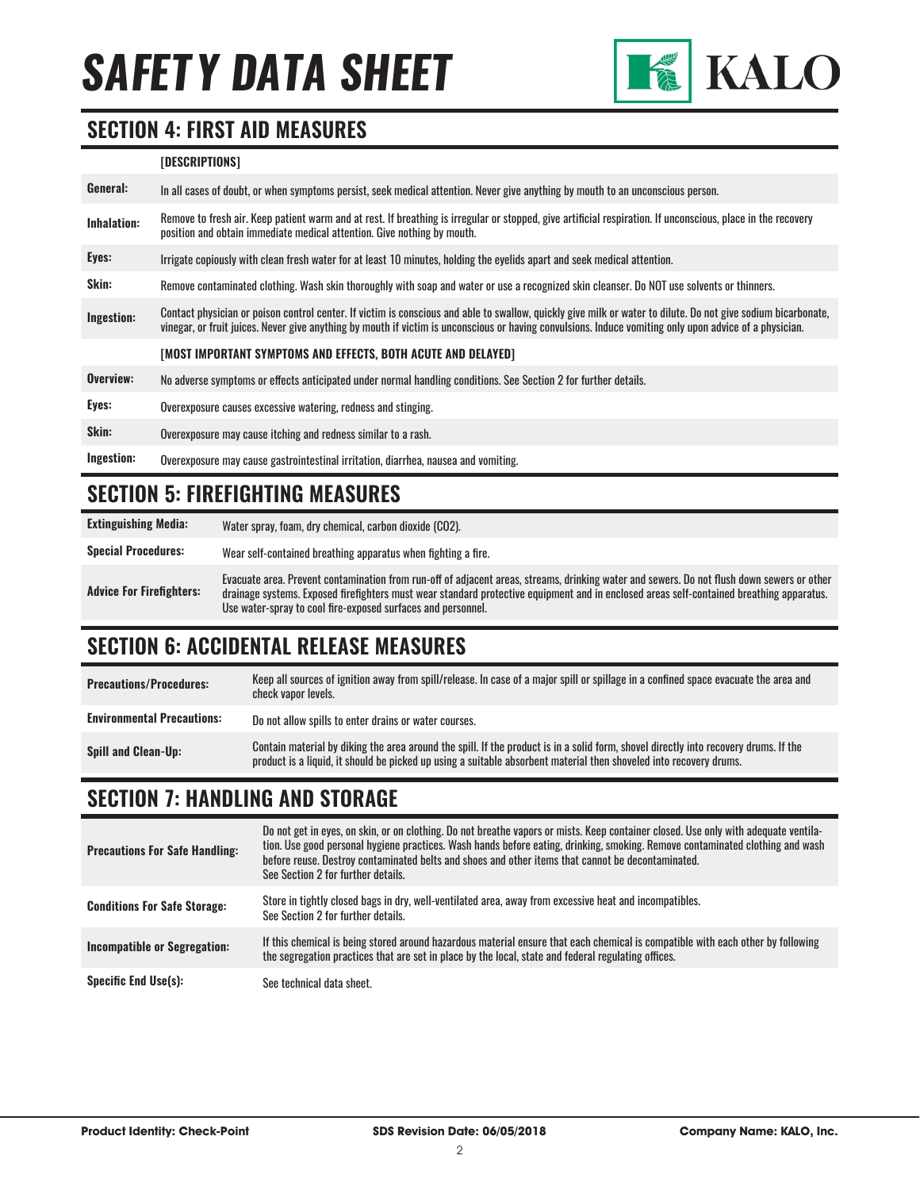# SAFETY DATA SHEET

## SECTION 4: FIRST AID MEASURES

**[DESCRIPTIONS]**

| | |
|---|---|
| **General:** | In all cases of doubt, or when symptoms persist, seek medical attention. Never give anything by mouth to an unconscious person. |
| **Inhalation:** | Remove to fresh air. Keep patient warm and at rest. If breathing is irregular or stopped, give artificial respiration. If unconscious, place in the recovery position and obtain immediate medical attention. Give nothing by mouth. |
| **Eyes:** | Irrigate copiously with clean fresh water for at least 10 minutes, holding the eyelids apart and seek medical attention. |
| **Skin:** | Remove contaminated clothing. Wash skin thoroughly with soap and water or use a recognized skin cleanser. Do NOT use solvents or thinners. |
| **Ingestion:** | Contact physician or poison control center. If victim is conscious and able to swallow, quickly give milk or water to dilute. Do not give sodium bicarbonate, vinegar, or fruit juices. Never give anything by mouth if victim is unconscious or having convulsions. Induce vomiting only upon advice of a physician. |

**[MOST IMPORTANT SYMPTOMS AND EFFECTS, BOTH ACUTE AND DELAYED]**

| | |
|---|---|
| **Overview:** | No adverse symptoms or effects anticipated under normal handling conditions. See Section 2 for further details. |
| **Eyes:** | Overexposure causes excessive watering, redness and stinging. |
| **Skin:** | Overexposure may cause itching and redness similar to a rash. |
| **Ingestion:** | Overexposure may cause gastrointestinal irritation, diarrhea, nausea and vomiting. |

## SECTION 5: FIREFIGHTING MEASURES

| | |
|---|---|
| **Extinguishing Media:** | Water spray, foam, dry chemical, carbon dioxide ($CO_2$). |
| **Special Procedures:** | Wear self-contained breathing apparatus when fighting a fire. |
| **Advice For Firefighters:** | Evacuate area. Prevent contamination from run-off of adjacent areas, streams, drinking water and sewers. Do not flush down sewers or other drainage systems. Exposed firefighters must wear standard protective equipment and in enclosed areas self-contained breathing apparatus. Use water-spray to cool fire-exposed surfaces and personnel. |

## SECTION 6: ACCIDENTAL RELEASE MEASURES

| | |
|---|---|
| **Precautions/Procedures:** | Keep all sources of ignition away from spill/release. In case of a major spill or spillage in a confined space evacuate the area and check vapor levels. |
| **Environmental Precautions:** | Do not allow spills to enter drains or water courses. |
| **Spill and Clean-Up:** | Contain material by diking the area around the spill. If the product is in a solid form, shovel directly into recovery drums. If the product is a liquid, it should be picked up using a suitable absorbent material then shoveled into recovery drums. |

## SECTION 7: HANDLING AND STORAGE

| | |
|---|---|
| **Precautions For Safe Handling:** | Do not get in eyes, on skin, or on clothing. Do not breathe vapors or mists. Keep container closed. Use only with adequate ventilation. Use good personal hygiene practices. Wash hands before eating, drinking, smoking. Remove contaminated clothing and wash before reuse. Destroy contaminated belts and shoes and other items that cannot be decontaminated. See Section 2 for further details. |
| **Conditions For Safe Storage:** | Store in tightly closed bags in dry, well-ventilated area, away from excessive heat and incompatibles. See Section 2 for further details. |
| **Incompatible or Segregation:** | If this chemical is being stored around hazardous material ensure that each chemical is compatible with each other by following the segregation practices that are set in place by the local, state and federal regulating offices. |
| **Specific End Use(s):** | See technical data sheet. |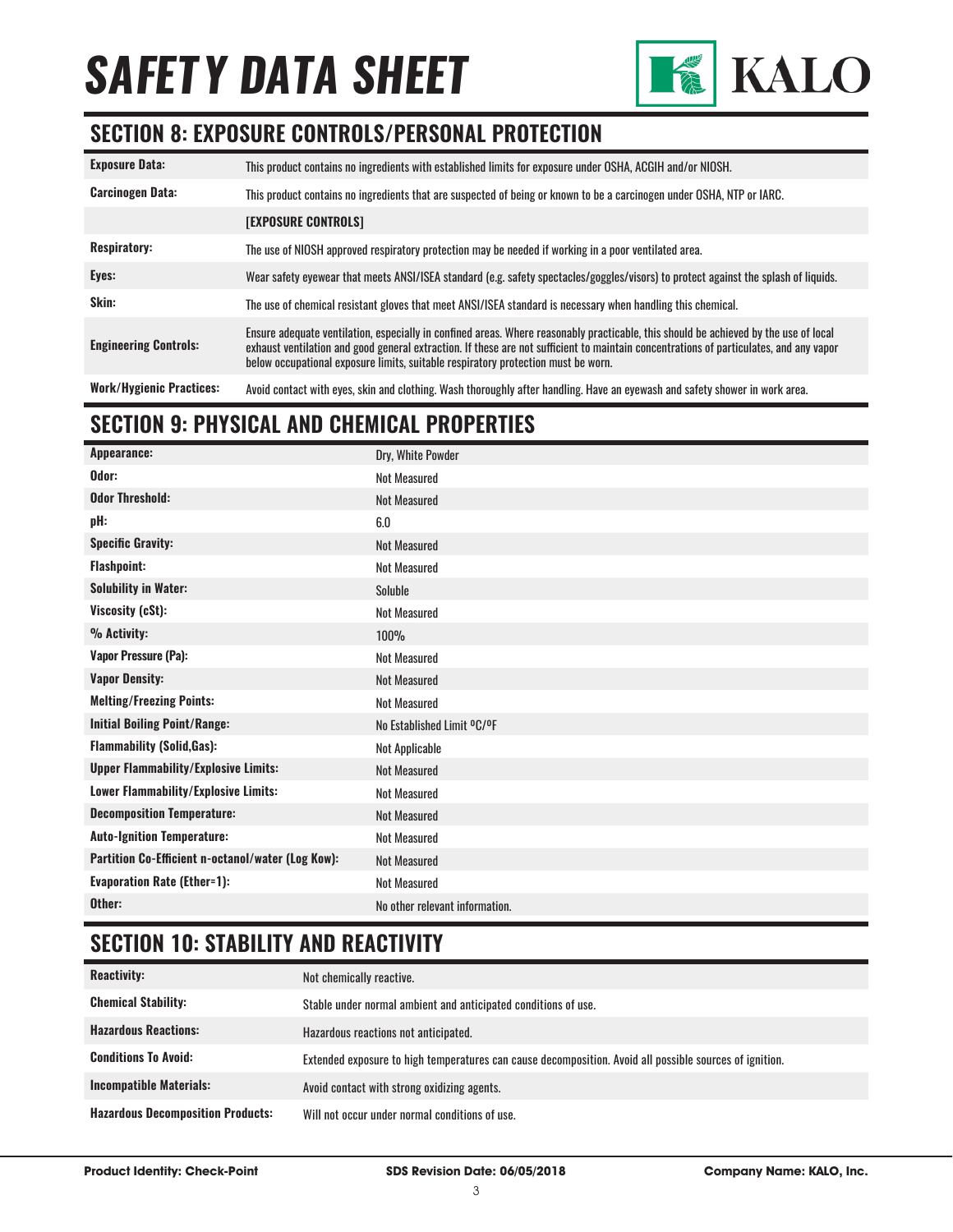# SAFETY DATA SHEET

## SECTION 8: EXPOSURE CONTROLS/PERSONAL PROTECTION

| | |
|---|---|
| **Exposure Data:** | This product contains no ingredients with established limits for exposure under OSHA, ACGIH and/or NIOSH. |
| **Carcinogen Data:** | This product contains no ingredients that are suspected of being or known to be a carcinogen under OSHA, NTP or IARC. |
| | **[EXPOSURE CONTROLS]** |
| **Respiratory:** | The use of NIOSH approved respiratory protection may be needed if working in a poor ventilated area. |
| **Eyes:** | Wear safety eyewear that meets ANSI/ISEA standard (e.g. safety spectacles/goggles/visors) to protect against the splash of liquids. |
| **Skin:** | The use of chemical resistant gloves that meet ANSI/ISEA standard is necessary when handling this chemical. |
| **Engineering Controls:** | Ensure adequate ventilation, especially in confined areas. Where reasonably practicable, this should be achieved by the use of local exhaust ventilation and good general extraction. If these are not sufficient to maintain concentrations of particulates, and any vapor below occupational exposure limits, suitable respiratory protection must be worn. |
| **Work/Hygienic Practices:** | Avoid contact with eyes, skin and clothing. Wash thoroughly after handling. Have an eyewash and safety shower in work area. |

## SECTION 9: PHYSICAL AND CHEMICAL PROPERTIES

| | |
|---|---|
| **Appearance:** | Dry, White Powder |
| **Odor:** | Not Measured |
| **Odor Threshold:** | Not Measured |
| **pH:** | 6.0 |
| **Specific Gravity:** | Not Measured |
| **Flashpoint:** | Not Measured |
| **Solubility in Water:** | Soluble |
| **Viscosity (cSt):** | Not Measured |
| **% Activity:** | 100% |
| **Vapor Pressure (Pa):** | Not Measured |
| **Vapor Density:** | Not Measured |
| **Melting/Freezing Points:** | Not Measured |
| **Initial Boiling Point/Range:** | No Established Limit ºC/ºF |
| **Flammability (Solid,Gas):** | Not Applicable |
| **Upper Flammability/Explosive Limits:** | Not Measured |
| **Lower Flammability/Explosive Limits:** | Not Measured |
| **Decomposition Temperature:** | Not Measured |
| **Auto-Ignition Temperature:** | Not Measured |
| **Partition Co-Efficient n-octanol/water (Log Kow):** | Not Measured |
| **Evaporation Rate (Ether=1):** | Not Measured |
| **Other:** | No other relevant information. |

## SECTION 10: STABILITY AND REACTIVITY

| | |
|---|---|
| **Reactivity:** | Not chemically reactive. |
| **Chemical Stability:** | Stable under normal ambient and anticipated conditions of use. |
| **Hazardous Reactions:** | Hazardous reactions not anticipated. |
| **Conditions To Avoid:** | Extended exposure to high temperatures can cause decomposition. Avoid all possible sources of ignition. |
| **Incompatible Materials:** | Avoid contact with strong oxidizing agents. |
| **Hazardous Decomposition Products:** | Will not occur under normal conditions of use. |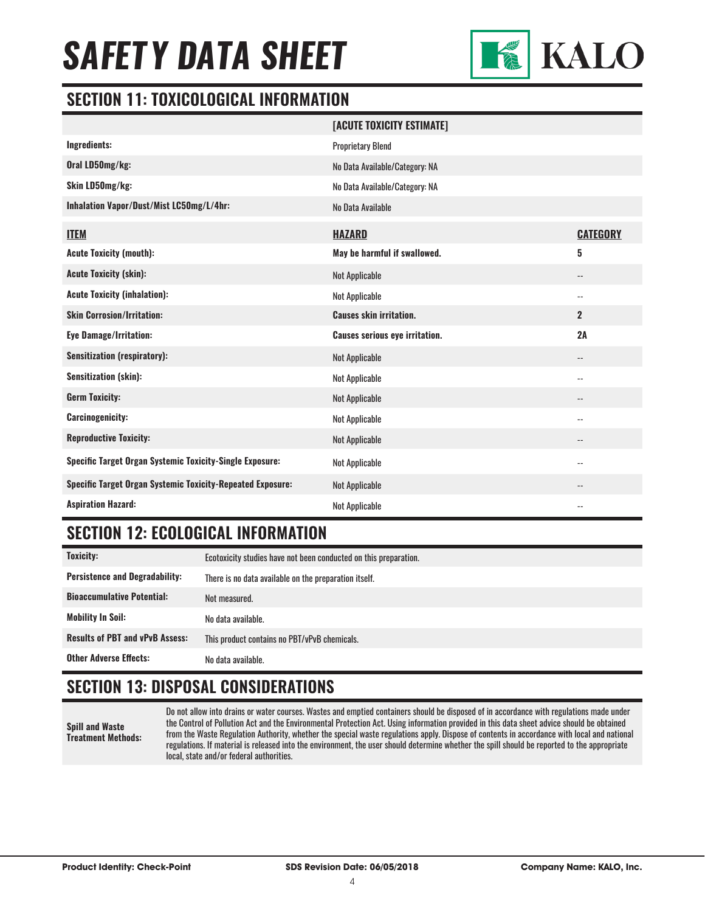# SAFETY DATA SHEET

## SECTION 11: TOXICOLOGICAL INFORMATION

| | [ACUTE TOXICITY ESTIMATE] | |
|---|---|---|
| **Ingredients:** | Proprietary Blend | |
| **Oral LD50mg/kg:** | No Data Available/Category: NA | |
| **Skin LD50mg/kg:** | No Data Available/Category: NA | |
| **Inhalation Vapor/Dust/Mist LC50mg/L/4hr:** | No Data Available | |
| **ITEM** | **HAZARD** | **CATEGORY** |
| **Acute Toxicity (mouth):** | **May be harmful if swallowed.** | **5** |
| **Acute Toxicity (skin):** | Not Applicable | -- |
| **Acute Toxicity (inhalation):** | Not Applicable | -- |
| **Skin Corrosion/Irritation:** | **Causes skin irritation.** | **2** |
| **Eye Damage/Irritation:** | **Causes serious eye irritation.** | **2A** |
| **Sensitization (respiratory):** | Not Applicable | -- |
| **Sensitization (skin):** | Not Applicable | -- |
| **Germ Toxicity:** | Not Applicable | -- |
| **Carcinogenicity:** | Not Applicable | -- |
| **Reproductive Toxicity:** | Not Applicable | -- |
| **Specific Target Organ Systemic Toxicity-Single Exposure:** | Not Applicable | -- |
| **Specific Target Organ Systemic Toxicity-Repeated Exposure:** | Not Applicable | -- |
| **Aspiration Hazard:** | Not Applicable | -- |

## SECTION 12: ECOLOGICAL INFORMATION

| | |
|---|---|
| **Toxicity:** | Ecotoxicity studies have not been conducted on this preparation. |
| **Persistence and Degradability:** | There is no data available on the preparation itself. |
| **Bioaccumulative Potential:** | Not measured. |
| **Mobility In Soil:** | No data available. |
| **Results of PBT and vPvB Assess:** | This product contains no PBT/vPvB chemicals. |
| **Other Adverse Effects:** | No data available. |

## SECTION 13: DISPOSAL CONSIDERATIONS

| | |
|---|---|
| **Spill and Waste Treatment Methods:** | Do not allow into drains or water courses. Wastes and emptied containers should be disposed of in accordance with regulations made under the Control of Pollution Act and the Environmental Protection Act. Using information provided in this data sheet advice should be obtained from the Waste Regulation Authority, whether the special waste regulations apply. Dispose of contents in accordance with local and national regulations. If material is released into the environment, the user should determine whether the spill should be reported to the appropriate local, state and/or federal authorities. |

**Product Identity: Check-Point** | **SDS Revision Date: 06/05/2018** | **Company Name: KALO, Inc.**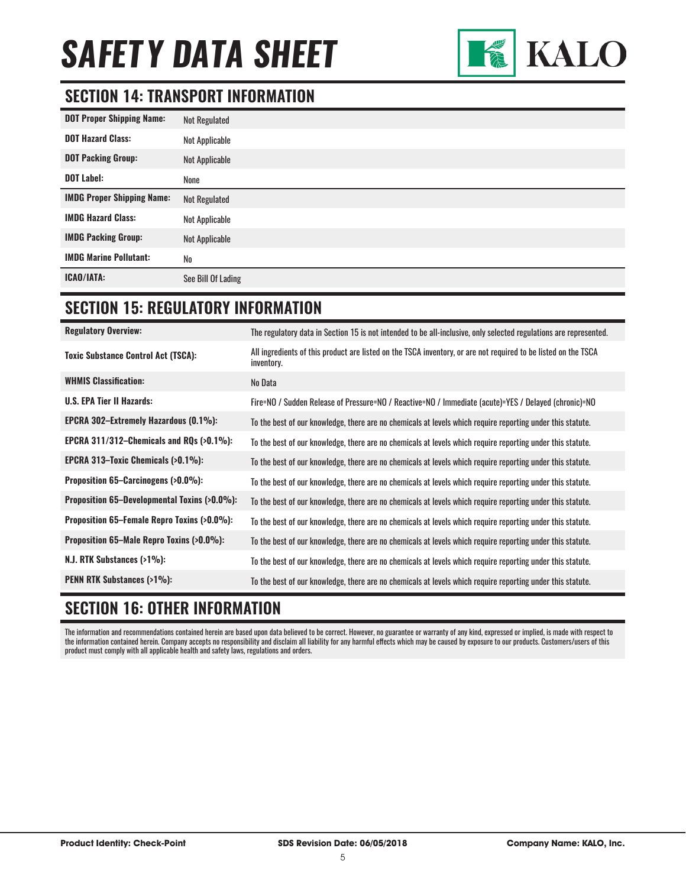# SAFETY DATA SHEET

## SECTION 14: TRANSPORT INFORMATION

| | |
|---|---|
| **DOT Proper Shipping Name:** | Not Regulated |
| **DOT Hazard Class:** | Not Applicable |
| **DOT Packing Group:** | Not Applicable |
| **DOT Label:** | None |
| **IMDG Proper Shipping Name:** | Not Regulated |
| **IMDG Hazard Class:** | Not Applicable |
| **IMDG Packing Group:** | Not Applicable |
| **IMDG Marine Pollutant:** | No |
| **ICAO/IATA:** | See Bill Of Lading |

## SECTION 15: REGULATORY INFORMATION

| | |
|---|---|
| **Regulatory Overview:** | The regulatory data in Section 15 is not intended to be all-inclusive, only selected regulations are represented. |
| **Toxic Substance Control Act (TSCA):** | All ingredients of this product are listed on the TSCA inventory, or are not required to be listed on the TSCA inventory. |
| **WHMIS Classification:** | No Data |
| **U.S. EPA Tier II Hazards:** | Fire=NO / Sudden Release of Pressure=NO / Reactive=NO / Immediate (acute)=YES / Delayed (chronic)=NO |
| **EPCRA 302–Extremely Hazardous (0.1%):** | To the best of our knowledge, there are no chemicals at levels which require reporting under this statute. |
| **EPCRA 311/312–Chemicals and RQs (>0.1%):** | To the best of our knowledge, there are no chemicals at levels which require reporting under this statute. |
| **EPCRA 313–Toxic Chemicals (>0.1%):** | To the best of our knowledge, there are no chemicals at levels which require reporting under this statute. |
| **Proposition 65–Carcinogens (>0.0%):** | To the best of our knowledge, there are no chemicals at levels which require reporting under this statute. |
| **Proposition 65–Developmental Toxins (>0.0%):** | To the best of our knowledge, there are no chemicals at levels which require reporting under this statute. |
| **Proposition 65–Female Repro Toxins (>0.0%):** | To the best of our knowledge, there are no chemicals at levels which require reporting under this statute. |
| **Proposition 65–Male Repro Toxins (>0.0%):** | To the best of our knowledge, there are no chemicals at levels which require reporting under this statute. |
| **N.J. RTK Substances (>1%):** | To the best of our knowledge, there are no chemicals at levels which require reporting under this statute. |
| **PENN RTK Substances (>1%):** | To the best of our knowledge, there are no chemicals at levels which require reporting under this statute. |

## SECTION 16: OTHER INFORMATION

The information and recommendations contained herein are based upon data believed to be correct. However, no guarantee or warranty of any kind, expressed or implied, is made with respect to the information contained herein. Company accepts no responsibility and disclaim all liability for any harmful effects which may be caused by exposure to our products. Customers/users of this product must comply with all applicable health and safety laws, regulations and orders.